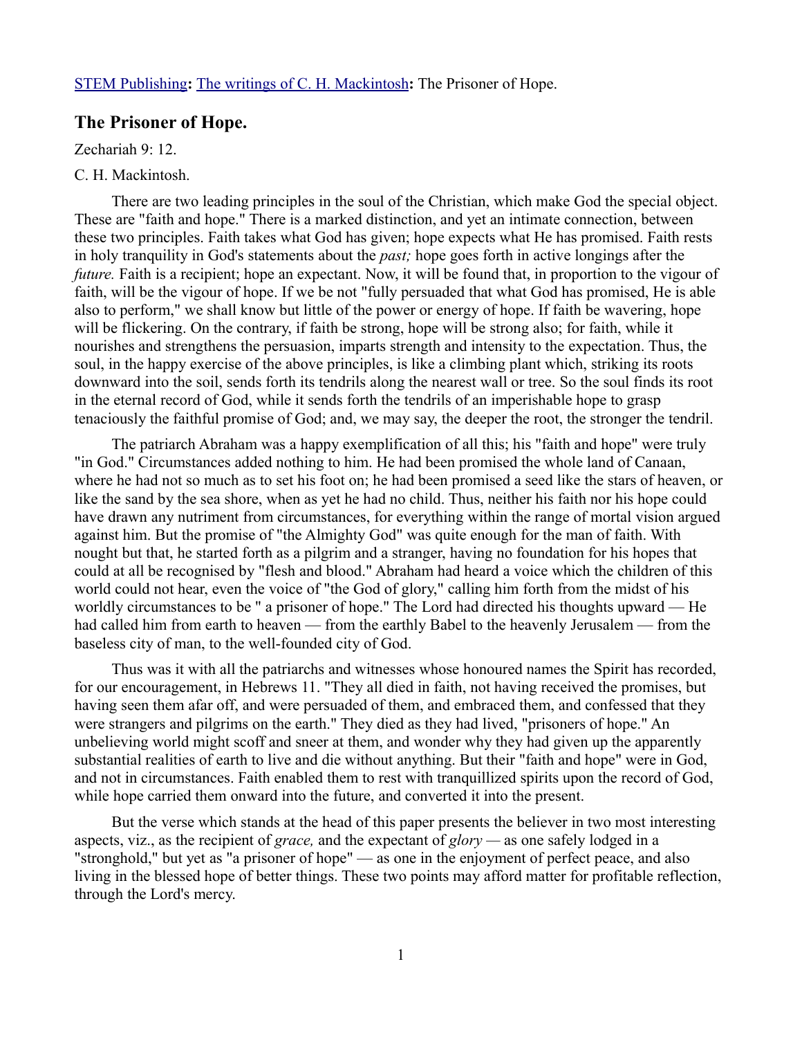STEM Publishing**:** The writings of C. H. Mackintosh**:** The Prisoner of Hope.

## The Prisoner of Hope.

Zechariah 9: 12.

C. H. Mackintosh.

There are two leading principles in the soul of the Christian, which make God the special object. These are "faith and hope." There is a marked distinction, and yet an intimate connection, between these two principles. Faith takes what God has given; hope expects what He has promised. Faith rests in holy tranquility in God's statements about the *past;* hope goes forth in active longings after the *future.* Faith is a recipient; hope an expectant. Now, it will be found that, in proportion to the vigour of faith, will be the vigour of hope. If we be not "fully persuaded that what God has promised, He is able also to perform," we shall know but little of the power or energy of hope. If faith be wavering, hope will be flickering. On the contrary, if faith be strong, hope will be strong also; for faith, while it nourishes and strengthens the persuasion, imparts strength and intensity to the expectation. Thus, the soul, in the happy exercise of the above principles, is like a climbing plant which, striking its roots downward into the soil, sends forth its tendrils along the nearest wall or tree. So the soul finds its root in the eternal record of God, while it sends forth the tendrils of an imperishable hope to grasp tenaciously the faithful promise of God; and, we may say, the deeper the root, the stronger the tendril.

The patriarch Abraham was a happy exemplification of all this; his "faith and hope" were truly "in God." Circumstances added nothing to him. He had been promised the whole land of Canaan, where he had not so much as to set his foot on; he had been promised a seed like the stars of heaven, or like the sand by the sea shore, when as yet he had no child. Thus, neither his faith nor his hope could have drawn any nutriment from circumstances, for everything within the range of mortal vision argued against him. But the promise of "the Almighty God" was quite enough for the man of faith. With nought but that, he started forth as a pilgrim and a stranger, having no foundation for his hopes that could at all be recognised by "flesh and blood." Abraham had heard a voice which the children of this world could not hear, even the voice of "the God of glory," calling him forth from the midst of his worldly circumstances to be " a prisoner of hope." The Lord had directed his thoughts upward — He had called him from earth to heaven — from the earthly Babel to the heavenly Jerusalem — from the baseless city of man, to the well-founded city of God.

Thus was it with all the patriarchs and witnesses whose honoured names the Spirit has recorded, for our encouragement, in Hebrews 11. "They all died in faith, not having received the promises, but having seen them afar off, and were persuaded of them, and embraced them, and confessed that they were strangers and pilgrims on the earth." They died as they had lived, "prisoners of hope." An unbelieving world might scoff and sneer at them, and wonder why they had given up the apparently substantial realities of earth to live and die without anything. But their "faith and hope" were in God, and not in circumstances. Faith enabled them to rest with tranquillized spirits upon the record of God, while hope carried them onward into the future, and converted it into the present.

But the verse which stands at the head of this paper presents the believer in two most interesting aspects, viz., as the recipient of *grace,* and the expectant of *glory* — as one safely lodged in a "stronghold," but yet as "a prisoner of hope" — as one in the enjoyment of perfect peace, and also living in the blessed hope of better things. These two points may afford matter for profitable reflection, through the Lord's mercy.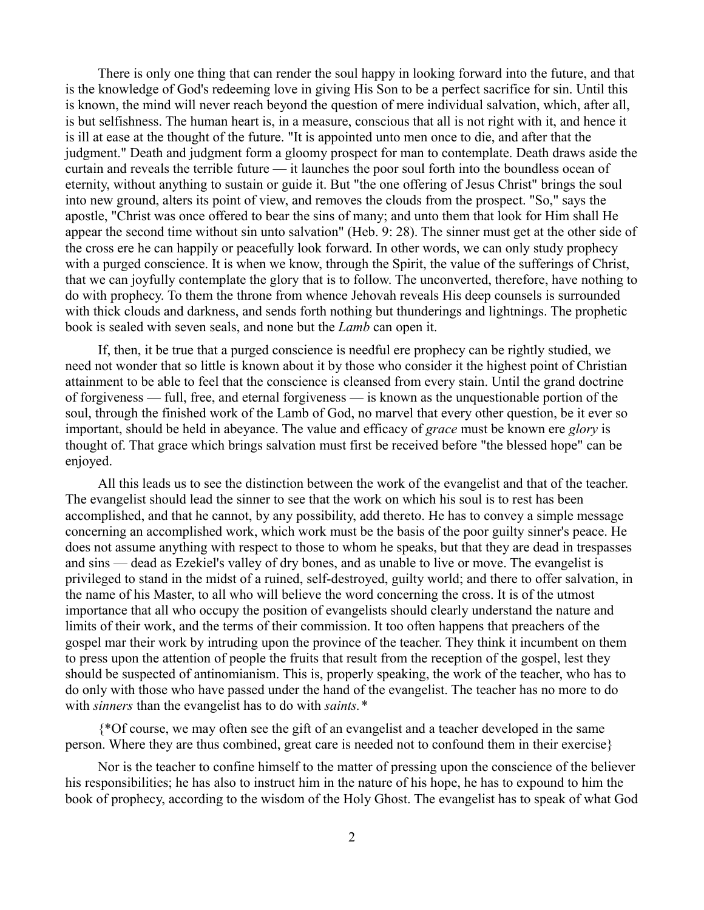There is only one thing that can render the soul happy in looking forward into the future, and that is the knowledge of God's redeeming love in giving His Son to be a perfect sacrifice for sin. Until this is known, the mind will never reach beyond the question of mere individual salvation, which, after all, is but selfishness. The human heart is, in a measure, conscious that all is not right with it, and hence it is ill at ease at the thought of the future. "It is appointed unto men once to die, and after that the judgment." Death and judgment form a gloomy prospect for man to contemplate. Death draws aside the curtain and reveals the terrible future — it launches the poor soul forth into the boundless ocean of eternity, without anything to sustain or guide it. But "the one offering of Jesus Christ" brings the soul into new ground, alters its point of view, and removes the clouds from the prospect. "So," says the apostle, "Christ was once offered to bear the sins of many; and unto them that look for Him shall He appear the second time without sin unto salvation" (Heb. 9: 28). The sinner must get at the other side of the cross ere he can happily or peacefully look forward. In other words, we can only study prophecy with a purged conscience. It is when we know, through the Spirit, the value of the sufferings of Christ, that we can joyfully contemplate the glory that is to follow. The unconverted, therefore, have nothing to do with prophecy. To them the throne from whence Jehovah reveals His deep counsels is surrounded with thick clouds and darkness, and sends forth nothing but thunderings and lightnings. The prophetic book is sealed with seven seals, and none but the *Lamb* can open it.

If, then, it be true that a purged conscience is needful ere prophecy can be rightly studied, we need not wonder that so little is known about it by those who consider it the highest point of Christian attainment to be able to feel that the conscience is cleansed from every stain. Until the grand doctrine of forgiveness — full, free, and eternal forgiveness — is known as the unquestionable portion of the soul, through the finished work of the Lamb of God, no marvel that every other question, be it ever so important, should be held in abeyance. The value and efficacy of *grace* must be known ere *glory* is thought of. That grace which brings salvation must first be received before "the blessed hope" can be enjoyed.

All this leads us to see the distinction between the work of the evangelist and that of the teacher. The evangelist should lead the sinner to see that the work on which his soul is to rest has been accomplished, and that he cannot, by any possibility, add thereto. He has to convey a simple message concerning an accomplished work, which work must be the basis of the poor guilty sinner's peace. He does not assume anything with respect to those to whom he speaks, but that they are dead in trespasses and sins — dead as Ezekiel's valley of dry bones, and as unable to live or move. The evangelist is privileged to stand in the midst of a ruined, self-destroyed, guilty world; and there to offer salvation, in the name of his Master, to all who will believe the word concerning the cross. It is of the utmost importance that all who occupy the position of evangelists should clearly understand the nature and limits of their work, and the terms of their commission. It too often happens that preachers of the gospel mar their work by intruding upon the province of the teacher. They think it incumbent on them to press upon the attention of people the fruits that result from the reception of the gospel, lest they should be suspected of antinomianism. This is, properly speaking, the work of the teacher, who has to do only with those who have passed under the hand of the evangelist. The teacher has no more to do with *sinners* than the evangelist has to do with *saints.*\*

{\*Of course, we may often see the gift of an evangelist and a teacher developed in the same person. Where they are thus combined, great care is needed not to confound them in their exercise}

Nor is the teacher to confine himself to the matter of pressing upon the conscience of the believer his responsibilities; he has also to instruct him in the nature of his hope, he has to expound to him the book of prophecy, according to the wisdom of the Holy Ghost. The evangelist has to speak of what God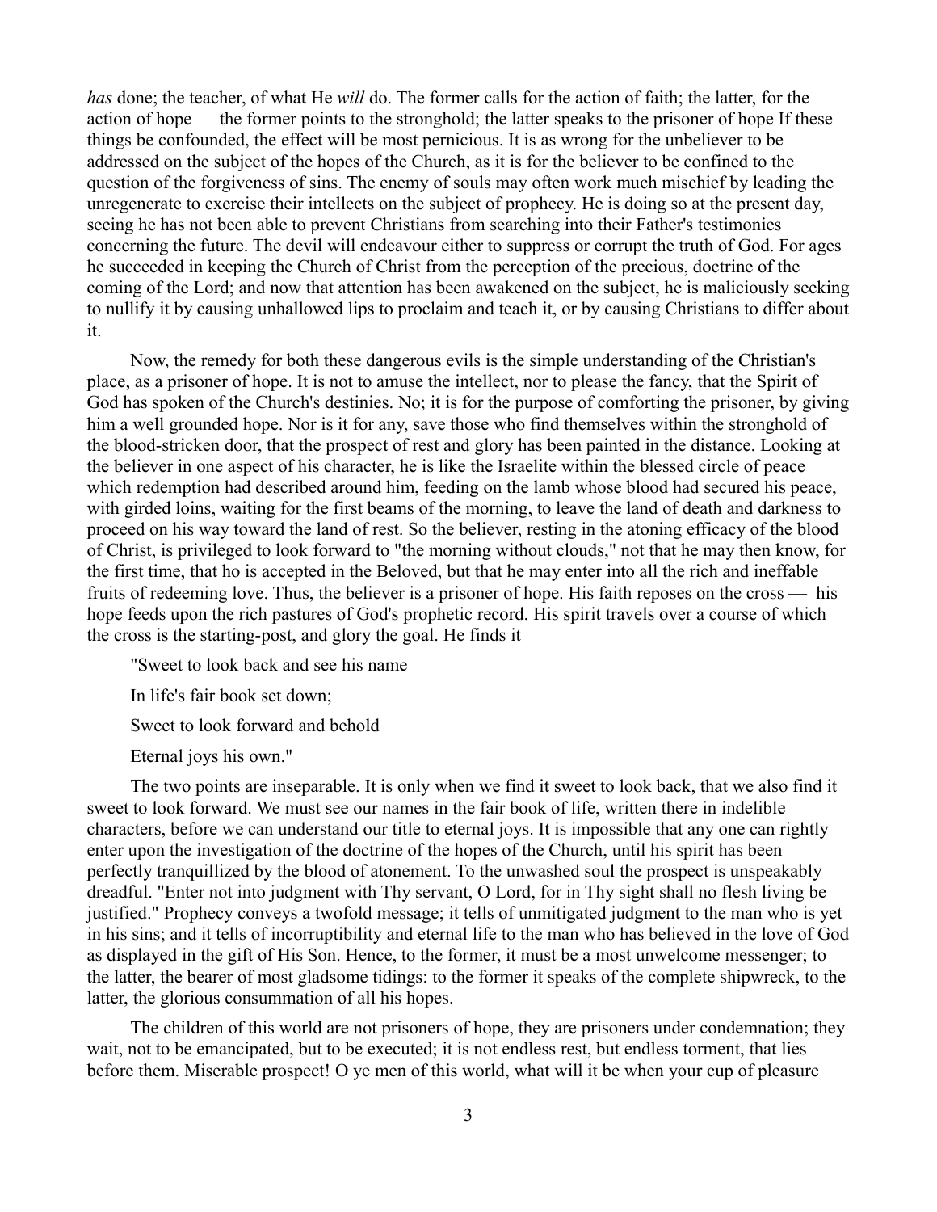*has* done; the teacher, of what He *will* do. The former calls for the action of faith; the latter, for the action of hope — the former points to the stronghold; the latter speaks to the prisoner of hope If these things be confounded, the effect will be most pernicious. It is as wrong for the unbeliever to be addressed on the subject of the hopes of the Church, as it is for the believer to be confined to the question of the forgiveness of sins. The enemy of souls may often work much mischief by leading the unregenerate to exercise their intellects on the subject of prophecy. He is doing so at the present day, seeing he has not been able to prevent Christians from searching into their Father's testimonies concerning the future. The devil will endeavour either to suppress or corrupt the truth of God. For ages he succeeded in keeping the Church of Christ from the perception of the precious, doctrine of the coming of the Lord; and now that attention has been awakened on the subject, he is maliciously seeking to nullify it by causing unhallowed lips to proclaim and teach it, or by causing Christians to differ about it.

Now, the remedy for both these dangerous evils is the simple understanding of the Christian's place, as a prisoner of hope. It is not to amuse the intellect, nor to please the fancy, that the Spirit of God has spoken of the Church's destinies. No; it is for the purpose of comforting the prisoner, by giving him a well grounded hope. Nor is it for any, save those who find themselves within the stronghold of the blood-stricken door, that the prospect of rest and glory has been painted in the distance. Looking at the believer in one aspect of his character, he is like the Israelite within the blessed circle of peace which redemption had described around him, feeding on the lamb whose blood had secured his peace, with girded loins, waiting for the first beams of the morning, to leave the land of death and darkness to proceed on his way toward the land of rest. So the believer, resting in the atoning efficacy of the blood of Christ, is privileged to look forward to "the morning without clouds," not that he may then know, for the first time, that ho is accepted in the Beloved, but that he may enter into all the rich and ineffable fruits of redeeming love. Thus, the believer is a prisoner of hope. His faith reposes on the cross — his hope feeds upon the rich pastures of God's prophetic record. His spirit travels over a course of which the cross is the starting-post, and glory the goal. He finds it

"Sweet to look back and see his name

In life's fair book set down;

Sweet to look forward and behold

Eternal joys his own."

The two points are inseparable. It is only when we find it sweet to look back, that we also find it sweet to look forward. We must see our names in the fair book of life, written there in indelible characters, before we can understand our title to eternal joys. It is impossible that any one can rightly enter upon the investigation of the doctrine of the hopes of the Church, until his spirit has been perfectly tranquillized by the blood of atonement. To the unwashed soul the prospect is unspeakably dreadful. "Enter not into judgment with Thy servant, O Lord, for in Thy sight shall no flesh living be justified." Prophecy conveys a twofold message; it tells of unmitigated judgment to the man who is yet in his sins; and it tells of incorruptibility and eternal life to the man who has believed in the love of God as displayed in the gift of His Son. Hence, to the former, it must be a most unwelcome messenger; to the latter, the bearer of most gladsome tidings: to the former it speaks of the complete shipwreck, to the latter, the glorious consummation of all his hopes.

The children of this world are not prisoners of hope, they are prisoners under condemnation; they wait, not to be emancipated, but to be executed; it is not endless rest, but endless torment, that lies before them. Miserable prospect! O ye men of this world, what will it be when your cup of pleasure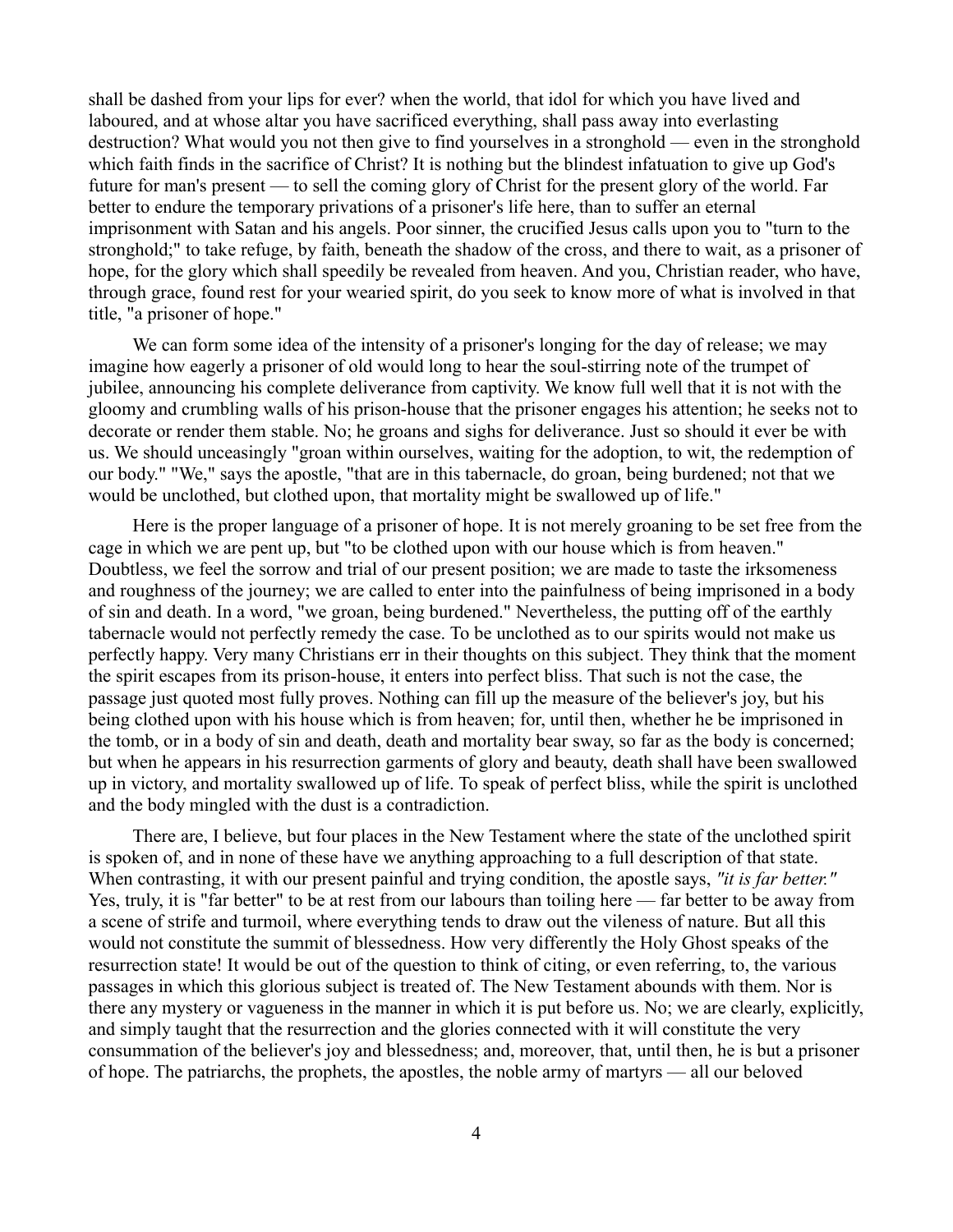shall be dashed from your lips for ever? when the world, that idol for which you have lived and laboured, and at whose altar you have sacrificed everything, shall pass away into everlasting destruction? What would you not then give to find yourselves in a stronghold — even in the stronghold which faith finds in the sacrifice of Christ? It is nothing but the blindest infatuation to give up God's future for man's present — to sell the coming glory of Christ for the present glory of the world. Far better to endure the temporary privations of a prisoner's life here, than to suffer an eternal imprisonment with Satan and his angels. Poor sinner, the crucified Jesus calls upon you to "turn to the stronghold;" to take refuge, by faith, beneath the shadow of the cross, and there to wait, as a prisoner of hope, for the glory which shall speedily be revealed from heaven. And you, Christian reader, who have, through grace, found rest for your wearied spirit, do you seek to know more of what is involved in that title, "a prisoner of hope."

We can form some idea of the intensity of a prisoner's longing for the day of release; we may imagine how eagerly a prisoner of old would long to hear the soul-stirring note of the trumpet of jubilee, announcing his complete deliverance from captivity. We know full well that it is not with the gloomy and crumbling walls of his prison-house that the prisoner engages his attention; he seeks not to decorate or render them stable. No; he groans and sighs for deliverance. Just so should it ever be with us. We should unceasingly "groan within ourselves, waiting for the adoption, to wit, the redemption of our body." "We," says the apostle, "that are in this tabernacle, do groan, being burdened; not that we would be unclothed, but clothed upon, that mortality might be swallowed up of life."

Here is the proper language of a prisoner of hope. It is not merely groaning to be set free from the cage in which we are pent up, but "to be clothed upon with our house which is from heaven." Doubtless, we feel the sorrow and trial of our present position; we are made to taste the irksomeness and roughness of the journey; we are called to enter into the painfulness of being imprisoned in a body of sin and death. In a word, "we groan, being burdened." Nevertheless, the putting off of the earthly tabernacle would not perfectly remedy the case. To be unclothed as to our spirits would not make us perfectly happy. Very many Christians err in their thoughts on this subject. They think that the moment the spirit escapes from its prison-house, it enters into perfect bliss. That such is not the case, the passage just quoted most fully proves. Nothing can fill up the measure of the believer's joy, but his being clothed upon with his house which is from heaven; for, until then, whether he be imprisoned in the tomb, or in a body of sin and death, death and mortality bear sway, so far as the body is concerned; but when he appears in his resurrection garments of glory and beauty, death shall have been swallowed up in victory, and mortality swallowed up of life. To speak of perfect bliss, while the spirit is unclothed and the body mingled with the dust is a contradiction.

There are, I believe, but four places in the New Testament where the state of the unclothed spirit is spoken of, and in none of these have we anything approaching to a full description of that state. When contrasting, it with our present painful and trying condition, the apostle says, *"it is far better."* Yes, truly, it is "far better" to be at rest from our labours than toiling here — far better to be away from a scene of strife and turmoil, where everything tends to draw out the vileness of nature. But all this would not constitute the summit of blessedness. How very differently the Holy Ghost speaks of the resurrection state! It would be out of the question to think of citing, or even referring, to, the various passages in which this glorious subject is treated of. The New Testament abounds with them. Nor is there any mystery or vagueness in the manner in which it is put before us. No; we are clearly, explicitly, and simply taught that the resurrection and the glories connected with it will constitute the very consummation of the believer's joy and blessedness; and, moreover, that, until then, he is but a prisoner of hope. The patriarchs, the prophets, the apostles, the noble army of martyrs — all our beloved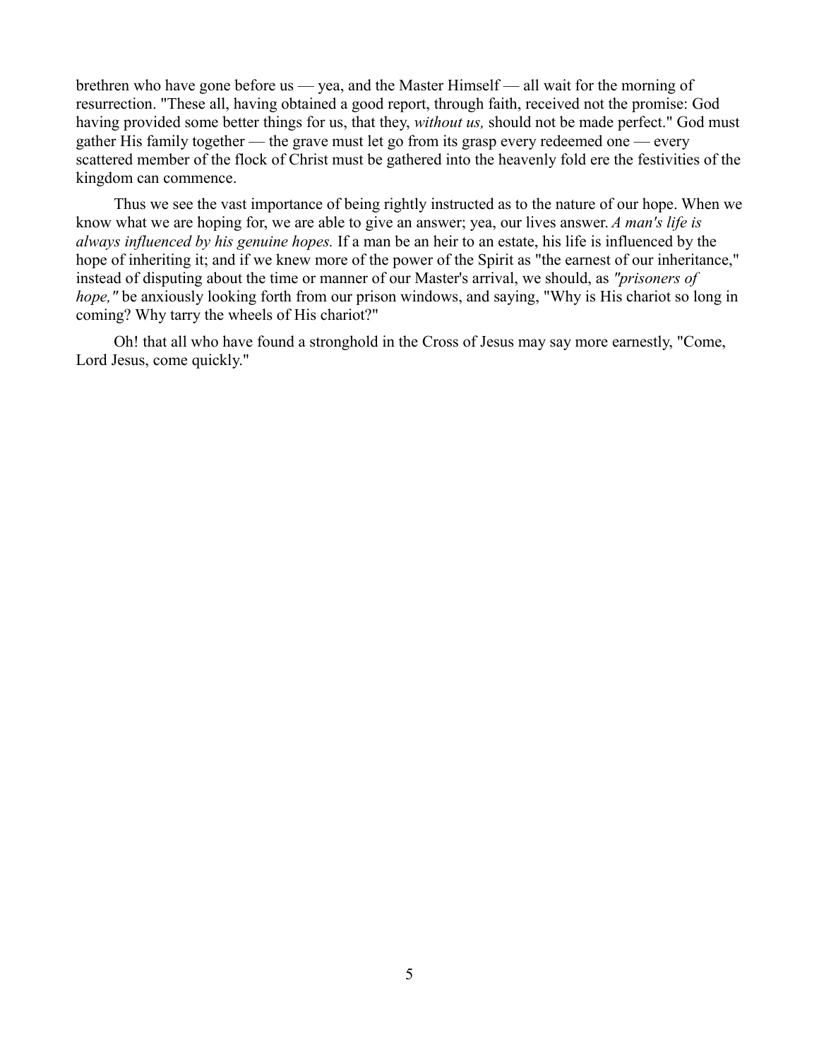brethren who have gone before us — yea, and the Master Himself — all wait for the morning of resurrection. "These all, having obtained a good report, through faith, received not the promise: God having provided some better things for us, that they, *without us,* should not be made perfect." God must gather His family together — the grave must let go from its grasp every redeemed one — every scattered member of the flock of Christ must be gathered into the heavenly fold ere the festivities of the kingdom can commence.

Thus we see the vast importance of being rightly instructed as to the nature of our hope. When we know what we are hoping for, we are able to give an answer; yea, our lives answer. *A man's life is always influenced by his genuine hopes.* If a man be an heir to an estate, his life is influenced by the hope of inheriting it; and if we knew more of the power of the Spirit as "the earnest of our inheritance," instead of disputing about the time or manner of our Master's arrival, we should, as *"prisoners of hope,"* be anxiously looking forth from our prison windows, and saying, "Why is His chariot so long in coming? Why tarry the wheels of His chariot?"

Oh! that all who have found a stronghold in the Cross of Jesus may say more earnestly, "Come, Lord Jesus, come quickly."